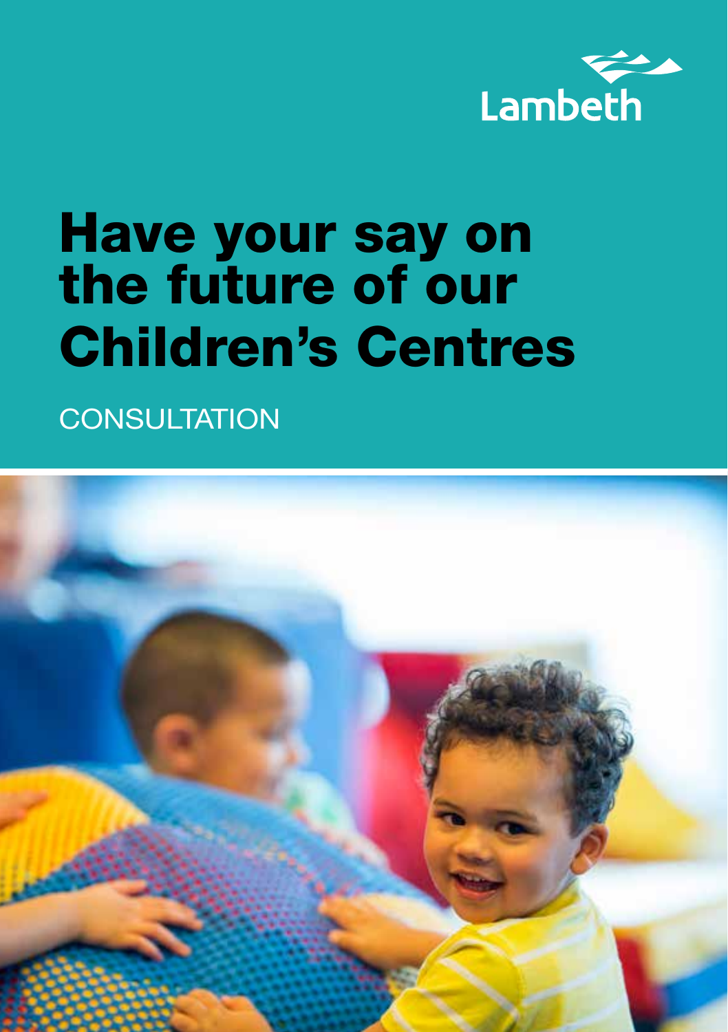Lambeth

# Have your say on the future of our Children's Centres

CONSULTATION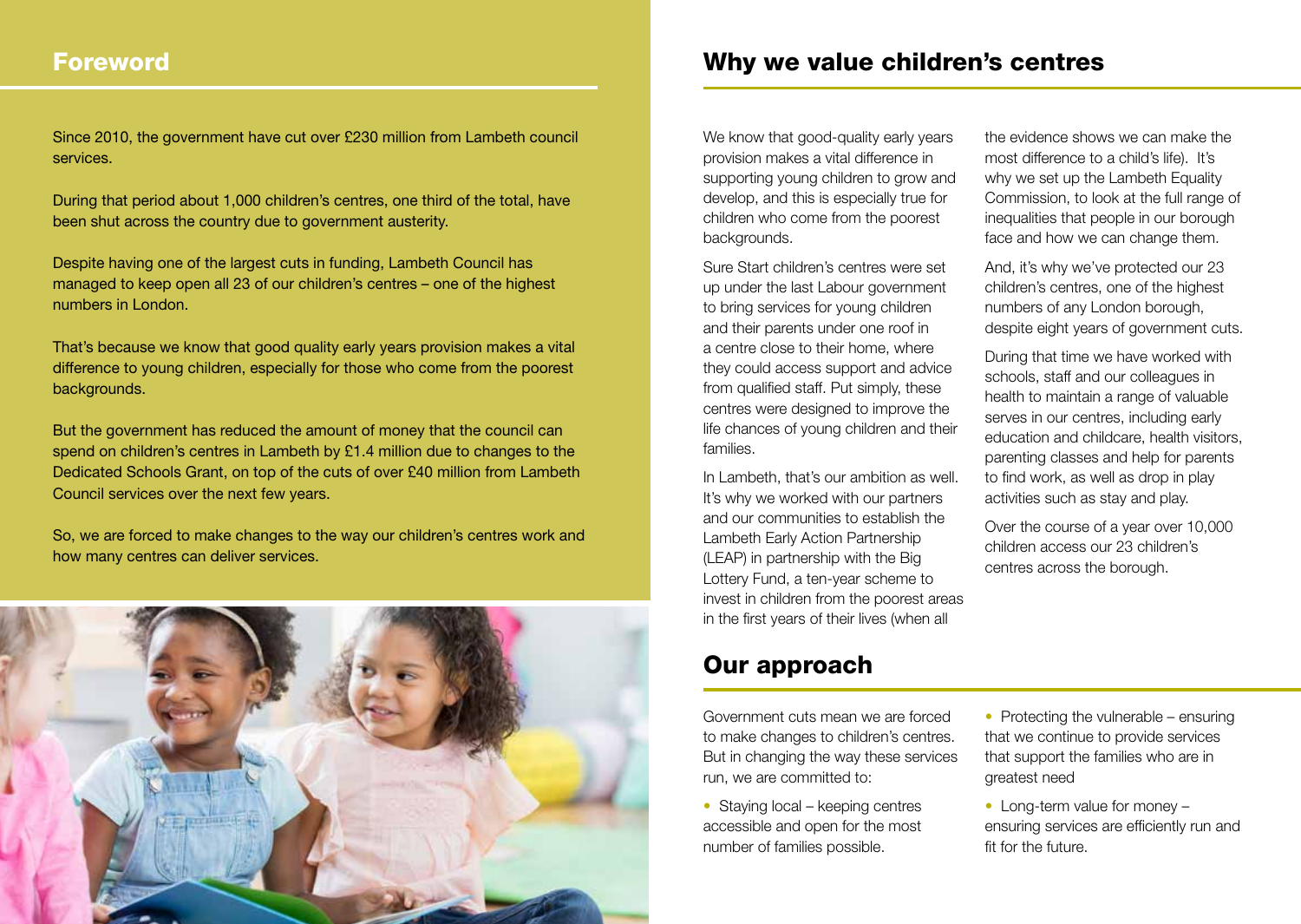## Foreword

Since 2010, the government have cut over £230 million from Lambeth council services.

During that period about 1,000 children's centres, one third of the total, have been shut across the country due to government austerity.

Despite having one of the largest cuts in funding, Lambeth Council has managed to keep open all 23 of our children's centres – one of the highest numbers in London.

That's because we know that good quality early years provision makes a vital difference to young children, especially for those who come from the poorest backgrounds.

But the government has reduced the amount of money that the council can spend on children's centres in Lambeth by £1.4 million due to changes to the Dedicated Schools Grant, on top of the cuts of over £40 million from Lambeth Council services over the next few years.

So, we are forced to make changes to the way our children's centres work and how many centres can deliver services.

## Why we value children's centres

We know that good-quality early years provision makes a vital difference in supporting young children to grow and develop, and this is especially true for children who come from the poorest backgrounds.

Sure Start children's centres were set up under the last Labour government to bring services for young children and their parents under one roof in a centre close to their home, where they could access support and advice from qualified staff. Put simply, these centres were designed to improve the life chances of young children and their families.

In Lambeth, that's our ambition as well. It's why we worked with our partners and our communities to establish the Lambeth Early Action Partnership (LEAP) in partnership with the Big Lottery Fund, a ten-year scheme to invest in children from the poorest areas in the first years of their lives (when all the evidence shows we can make the most difference to a child's life). It's why we set up the Lambeth Equality Commission, to look at the full range of inequalities that people in our borough face and how we can change them.

And, it's why we've protected our 23 children's centres, one of the highest numbers of any London borough, despite eight years of government cuts.

During that time we have worked with schools, staff and our colleagues in health to maintain a range of valuable serves in our centres, including early education and childcare, health visitors, parenting classes and help for parents to find work, as well as drop in play activities such as stay and play.

Over the course of a year over 10,000 children access our 23 children's centres across the borough.

## Our approach

Government cuts mean we are forced to make changes to children's centres. But in changing the way these services run, we are committed to:

- Staying local – keeping centres accessible and open for the most number of families possible.
- Protecting the vulnerable – ensuring that we continue to provide services that support the families who are in greatest need
- Long-term value for money – ensuring services are efficiently run and fit for the future.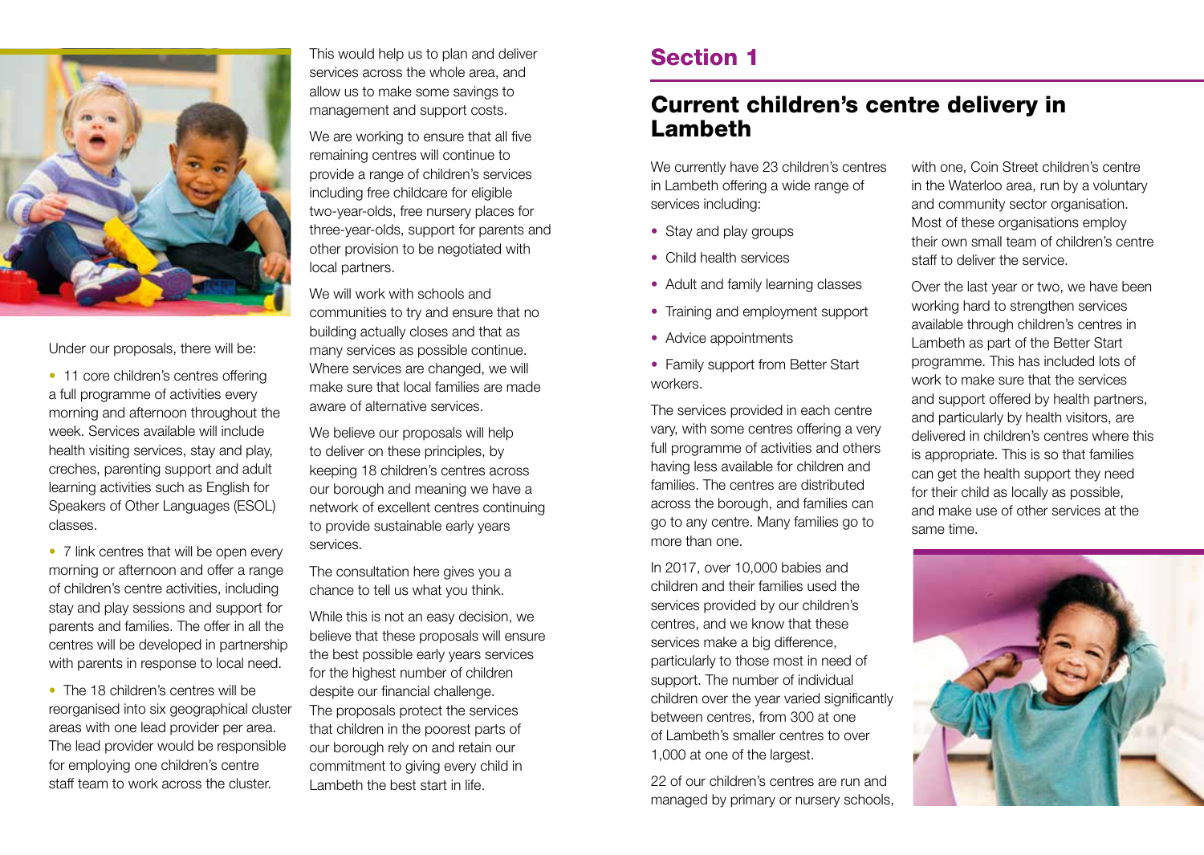Under our proposals, there will be:

- 11 core children's centres offering a full programme of activities every morning and afternoon throughout the week. Services available will include health visiting services, stay and play, creches, parenting support and adult learning activities such as English for Speakers of Other Languages (ESOL) classes.
- 7 link centres that will be open every morning or afternoon and offer a range of children's centre activities, including stay and play sessions and support for parents and families. The offer in all the centres will be developed in partnership with parents in response to local need.
- The 18 children's centres will be reorganised into six geographical cluster areas with one lead provider per area. The lead provider would be responsible for employing one children's centre staff team to work across the cluster.

This would help us to plan and deliver services across the whole area, and allow us to make some savings to management and support costs.

We are working to ensure that all five remaining centres will continue to provide a range of children's services including free childcare for eligible two-year-olds, free nursery places for three-year-olds, support for parents and other provision to be negotiated with local partners.

We will work with schools and communities to try and ensure that no building actually closes and that as many services as possible continue. Where services are changed, we will make sure that local families are made aware of alternative services.

We believe our proposals will help to deliver on these principles, by keeping 18 children's centres across our borough and meaning we have a network of excellent centres continuing to provide sustainable early years services.

The consultation here gives you a chance to tell us what you think.

While this is not an easy decision, we believe that these proposals will ensure the best possible early years services for the highest number of children despite our financial challenge. The proposals protect the services that children in the poorest parts of our borough rely on and retain our commitment to giving every child in Lambeth the best start in life.

# Section 1

## Current children's centre delivery in Lambeth

We currently have 23 children's centres in Lambeth offering a wide range of services including:

- Stay and play groups
- Child health services
- Adult and family learning classes
- Training and employment support
- Advice appointments
- Family support from Better Start workers.

The services provided in each centre vary, with some centres offering a very full programme of activities and others having less available for children and families. The centres are distributed across the borough, and families can go to any centre. Many families go to more than one.

In 2017, over 10,000 babies and children and their families used the services provided by our children's centres, and we know that these services make a big difference, particularly to those most in need of support. The number of individual children over the year varied significantly between centres, from 300 at one of Lambeth's smaller centres to over 1,000 at one of the largest.

22 of our children's centres are run and managed by primary or nursery schools, with one, Coin Street children's centre in the Waterloo area, run by a voluntary and community sector organisation. Most of these organisations employ their own small team of children's centre staff to deliver the service.

Over the last year or two, we have been working hard to strengthen services available through children's centres in Lambeth as part of the Better Start programme. This has included lots of work to make sure that the services and support offered by health partners, and particularly by health visitors, are delivered in children's centres where this is appropriate. This is so that families can get the health support they need for their child as locally as possible, and make use of other services at the same time.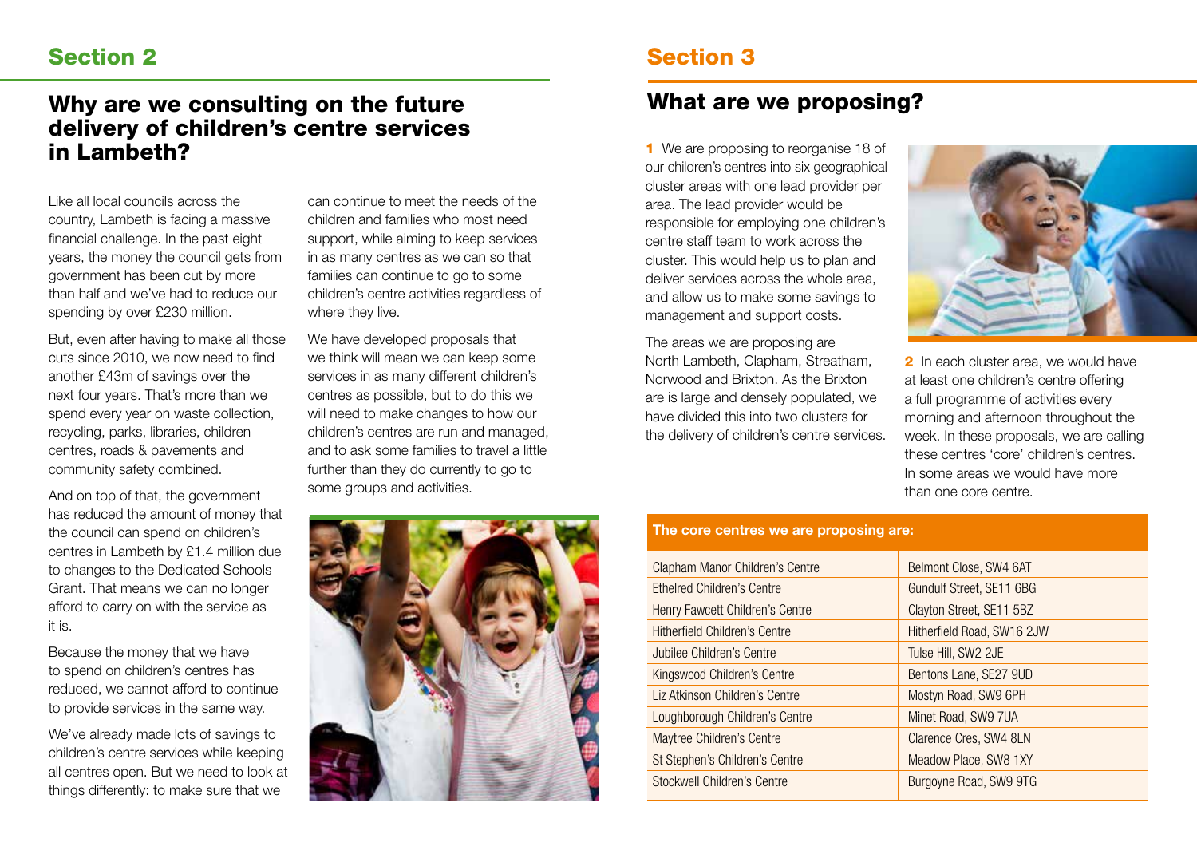## Section 2

# Why are we consulting on the future delivery of children's centre services in Lambeth?

Like all local councils across the country, Lambeth is facing a massive financial challenge. In the past eight years, the money the council gets from government has been cut by more than half and we've had to reduce our spending by over £230 million.

But, even after having to make all those cuts since 2010, we now need to find another £43m of savings over the next four years. That's more than we spend every year on waste collection, recycling, parks, libraries, children centres, roads & pavements and community safety combined.

And on top of that, the government has reduced the amount of money that the council can spend on children's centres in Lambeth by £1.4 million due to changes to the Dedicated Schools Grant. That means we can no longer afford to carry on with the service as it is.

Because the money that we have to spend on children's centres has reduced, we cannot afford to continue to provide services in the same way.

We've already made lots of savings to children's centre services while keeping all centres open. But we need to look at things differently: to make sure that we can continue to meet the needs of the children and families who most need support, while aiming to keep services in as many centres as we can so that families can continue to go to some children's centre activities regardless of where they live.

We have developed proposals that we think will mean we can keep some services in as many different children's centres as possible, but to do this we will need to make changes to how our children's centres are run and managed, and to ask some families to travel a little further than they do currently to go to some groups and activities.

## Section 3

# What are we proposing?

**1** We are proposing to reorganise 18 of our children's centres into six geographical cluster areas with one lead provider per area. The lead provider would be responsible for employing one children's centre staff team to work across the cluster. This would help us to plan and deliver services across the whole area, and allow us to make some savings to management and support costs.

The areas we are proposing are North Lambeth, Clapham, Streatham, Norwood and Brixton. As the Brixton are is large and densely populated, we have divided this into two clusters for the delivery of children's centre services.

**2** In each cluster area, we would have at least one children's centre offering a full programme of activities every morning and afternoon throughout the week. In these proposals, we are calling these centres 'core' children's centres. In some areas we would have more than one core centre.

| The core centres we are proposing are: | |
|---|---|
| Clapham Manor Children's Centre | Belmont Close, SW4 6AT |
| Ethelred Children's Centre | Gundulf Street, SE11 6BG |
| Henry Fawcett Children's Centre | Clayton Street, SE11 5BZ |
| Hitherfield Children's Centre | Hitherfield Road, SW16 2JW |
| Jubilee Children's Centre | Tulse Hill, SW2 2JE |
| Kingswood Children's Centre | Bentons Lane, SE27 9UD |
| Liz Atkinson Children's Centre | Mostyn Road, SW9 6PH |
| Loughborough Children's Centre | Minet Road, SW9 7UA |
| Maytree Children's Centre | Clarence Cres, SW4 8LN |
| St Stephen's Children's Centre | Meadow Place, SW8 1XY |
| Stockwell Children's Centre | Burgoyne Road, SW9 9TG |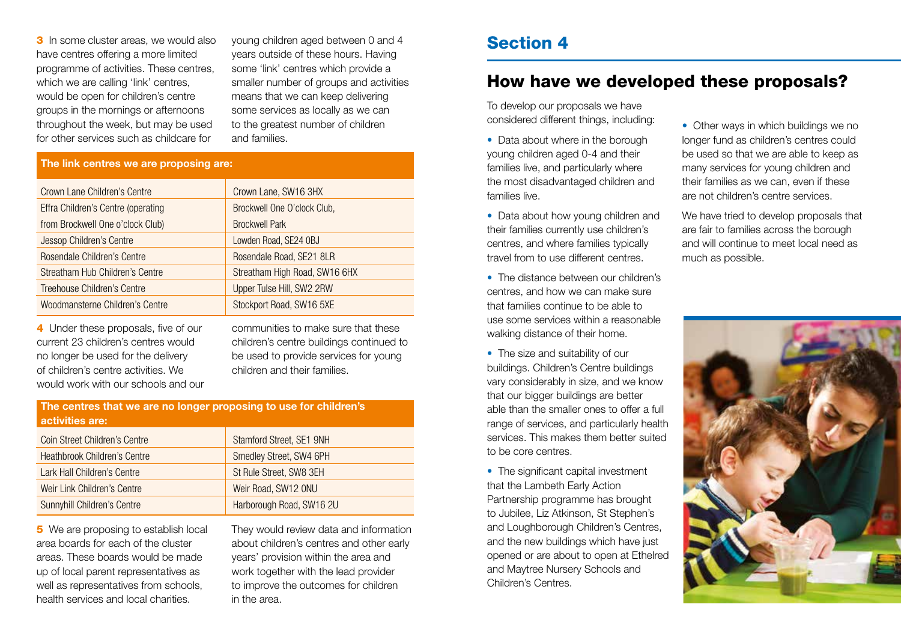**3** In some cluster areas, we would also have centres offering a more limited programme of activities. These centres, which we are calling 'link' centres, would be open for children's centre groups in the mornings or afternoons throughout the week, but may be used for other services such as childcare for young children aged between 0 and 4 years outside of these hours. Having some 'link' centres which provide a smaller number of groups and activities means that we can keep delivering some services as locally as we can to the greatest number of children and families.

| The link centres we are proposing are: | |
|---|---|
| Crown Lane Children's Centre | Crown Lane, SW16 3HX |
| Effra Children's Centre (operating from Brockwell One o'clock Club) | Brockwell One O'clock Club, Brockwell Park |
| Jessop Children's Centre | Lowden Road, SE24 0BJ |
| Rosendale Children's Centre | Rosendale Road, SE21 8LR |
| Streatham Hub Children's Centre | Streatham High Road, SW16 6HX |
| Treehouse Children's Centre | Upper Tulse Hill, SW2 2RW |
| Woodmansterne Children's Centre | Stockport Road, SW16 5XE |

**4** Under these proposals, five of our current 23 children's centres would no longer be used for the delivery of children's centre activities. We would work with our schools and our communities to make sure that these children's centre buildings continued to be used to provide services for young children and their families.

| The centres that we are no longer proposing to use for children's activities are: | |
|---|---|
| Coin Street Children's Centre | Stamford Street, SE1 9NH |
| Heathbrook Children's Centre | Smedley Street, SW4 6PH |
| Lark Hall Children's Centre | St Rule Street, SW8 3EH |
| Weir Link Children's Centre | Weir Road, SW12 0NU |
| Sunnyhill Children's Centre | Harborough Road, SW16 2U |

**5** We are proposing to establish local area boards for each of the cluster areas. These boards would be made up of local parent representatives as well as representatives from schools, health services and local charities. They would review data and information about children's centres and other early years' provision within the area and work together with the lead provider to improve the outcomes for children in the area.

# Section 4

## How have we developed these proposals?

To develop our proposals we have considered different things, including:

- Data about where in the borough young children aged 0-4 and their families live, and particularly where the most disadvantaged children and families live.
- Data about how young children and their families currently use children's centres, and where families typically travel from to use different centres.
- The distance between our children's centres, and how we can make sure that families continue to be able to use some services within a reasonable walking distance of their home.
- The size and suitability of our buildings. Children's Centre buildings vary considerably in size, and we know that our bigger buildings are better able than the smaller ones to offer a full range of services, and particularly health services. This makes them better suited to be core centres.
- The significant capital investment that the Lambeth Early Action Partnership programme has brought to Jubilee, Liz Atkinson, St Stephen's and Loughborough Children's Centres, and the new buildings which have just opened or are about to open at Ethelred and Maytree Nursery Schools and Children's Centres.
- Other ways in which buildings we no longer fund as children's centres could be used so that we are able to keep as many services for young children and their families as we can, even if these are not children's centre services.

We have tried to develop proposals that are fair to families across the borough and will continue to meet local need as much as possible.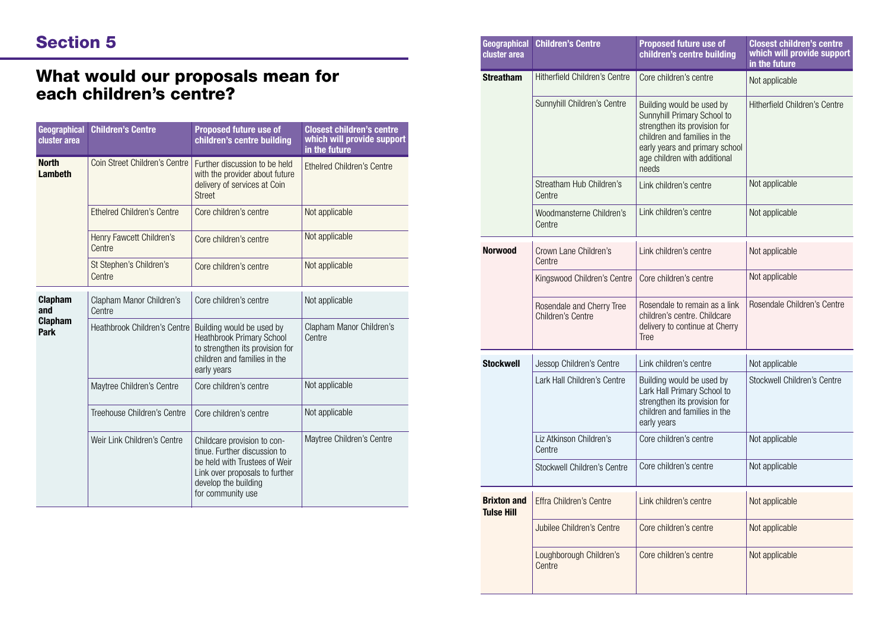## Section 5

# What would our proposals mean for each children's centre?

| Geographical cluster area | Children's Centre | Proposed future use of children's centre building | Closest children's centre which will provide support in the future |
|---|---|---|---|
| **North Lambeth** | Coin Street Children's Centre | Further discussion to be held with the provider about future delivery of services at Coin Street | Ethelred Children's Centre |
| | Ethelred Children's Centre | Core children's centre | Not applicable |
| | Henry Fawcett Children's Centre | Core children's centre | Not applicable |
| | St Stephen's Children's Centre | Core children's centre | Not applicable |
| **Clapham and Clapham Park** | Clapham Manor Children's Centre | Core children's centre | Not applicable |
| | Heathbrook Children's Centre | Building would be used by Heathbrook Primary School to strengthen its provision for children and families in the early years | Clapham Manor Children's Centre |
| | Maytree Children's Centre | Core children's centre | Not applicable |
| | Treehouse Children's Centre | Core children's centre | Not applicable |
| | Weir Link Children's Centre | Childcare provision to continue. Further discussion to be held with Trustees of Weir Link over proposals to further develop the building for community use | Maytree Children's Centre |
| **Streatham** | Hitherfield Children's Centre | Core children's centre | Not applicable |
| | Sunnyhill Children's Centre | Building would be used by Sunnyhill Primary School to strengthen its provision for children and families in the early years and primary school age children with additional needs | Hitherfield Children's Centre |
| | Streatham Hub Children's Centre | Link children's centre | Not applicable |
| | Woodmansterne Children's Centre | Link children's centre | Not applicable |
| **Norwood** | Crown Lane Children's Centre | Link children's centre | Not applicable |
| | Kingswood Children's Centre | Core children's centre | Not applicable |
| | Rosendale and Cherry Tree Children's Centre | Rosendale to remain as a link children's centre. Childcare delivery to continue at Cherry Tree | Rosendale Children's Centre |
| **Stockwell** | Jessop Children's Centre | Link children's centre | Not applicable |
| | Lark Hall Children's Centre | Building would be used by Lark Hall Primary School to strengthen its provision for children and families in the early years | Stockwell Children's Centre |
| | Liz Atkinson Children's Centre | Core children's centre | Not applicable |
| | Stockwell Children's Centre | Core children's centre | Not applicable |
| **Brixton and Tulse Hill** | Effra Children's Centre | Link children's centre | Not applicable |
| | Jubilee Children's Centre | Core children's centre | Not applicable |
| | Loughborough Children's Centre | Core children's centre | Not applicable |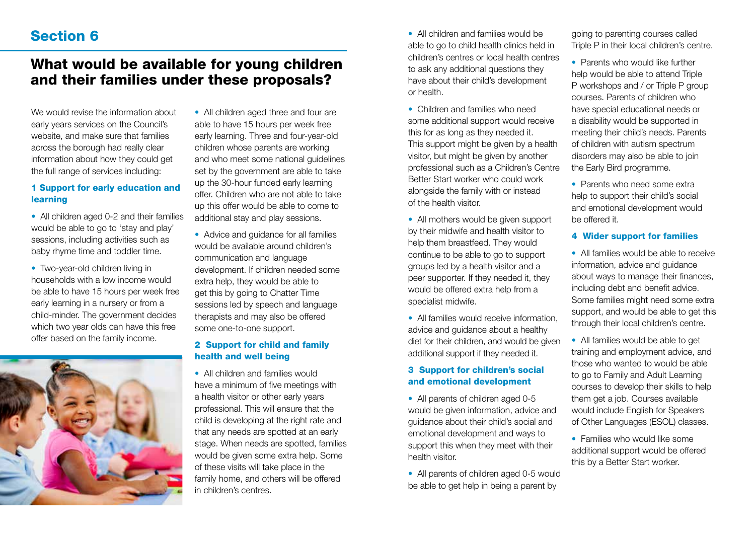## Section 6

# What would be available for young children and their families under these proposals?

We would revise the information about early years services on the Council's website, and make sure that families across the borough had really clear information about how they could get the full range of services including:

### 1 Support for early education and learning

- All children aged 0-2 and their families would be able to go to 'stay and play' sessions, including activities such as baby rhyme time and toddler time.
- Two-year-old children living in households with a low income would be able to have 15 hours per week free early learning in a nursery or from a child-minder. The government decides which two year olds can have this free offer based on the family income.
- All children aged three and four are able to have 15 hours per week free early learning. Three and four-year-old children whose parents are working and who meet some national guidelines set by the government are able to take up the 30-hour funded early learning offer. Children who are not able to take up this offer would be able to come to additional stay and play sessions.
- Advice and guidance for all families would be available around children's communication and language development. If children needed some extra help, they would be able to get this by going to Chatter Time sessions led by speech and language therapists and may also be offered some one-to-one support.

### 2 Support for child and family health and well being

- All children and families would have a minimum of five meetings with a health visitor or other early years professional. This will ensure that the child is developing at the right rate and that any needs are spotted at an early stage. When needs are spotted, families would be given some extra help. Some of these visits will take place in the family home, and others will be offered in children's centres.
- All children and families would be able to go to child health clinics held in children's centres or local health centres to ask any additional questions they have about their child's development or health.
- Children and families who need some additional support would receive this for as long as they needed it. This support might be given by a health visitor, but might be given by another professional such as a Children's Centre Better Start worker who could work alongside the family with or instead of the health visitor.
- All mothers would be given support by their midwife and health visitor to help them breastfeed. They would continue to be able to go to support groups led by a health visitor and a peer supporter. If they needed it, they would be offered extra help from a specialist midwife.
- All families would receive information, advice and guidance about a healthy diet for their children, and would be given additional support if they needed it.

### 3 Support for children's social and emotional development

- All parents of children aged 0-5 would be given information, advice and guidance about their child's social and emotional development and ways to support this when they meet with their health visitor.
- All parents of children aged 0-5 would be able to get help in being a parent by going to parenting courses called Triple P in their local children's centre.
- Parents who would like further help would be able to attend Triple P workshops and / or Triple P group courses. Parents of children who have special educational needs or a disability would be supported in meeting their child's needs. Parents of children with autism spectrum disorders may also be able to join the Early Bird programme.
- Parents who need some extra help to support their child's social and emotional development would be offered it.

### 4 Wider support for families

- All families would be able to receive information, advice and guidance about ways to manage their finances, including debt and benefit advice. Some families might need some extra support, and would be able to get this through their local children's centre.
- All families would be able to get training and employment advice, and those who wanted to would be able to go to Family and Adult Learning courses to develop their skills to help them get a job. Courses available would include English for Speakers of Other Languages (ESOL) classes.
- Families who would like some additional support would be offered this by a Better Start worker.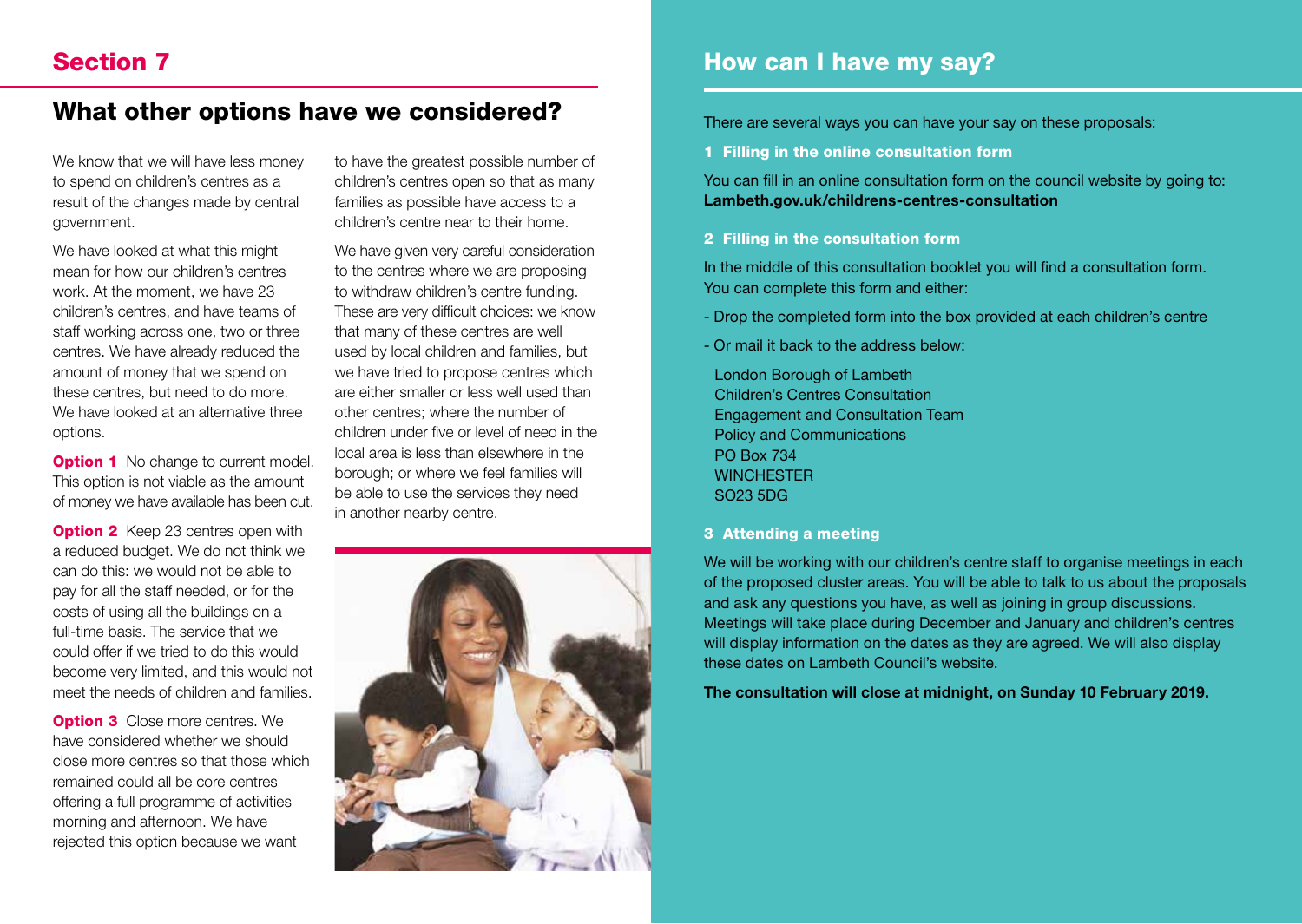## Section 7

## What other options have we considered?

We know that we will have less money to spend on children's centres as a result of the changes made by central government.

We have looked at what this might mean for how our children's centres work. At the moment, we have 23 children's centres, and have teams of staff working across one, two or three centres. We have already reduced the amount of money that we spend on these centres, but need to do more. We have looked at an alternative three options.

**Option 1** No change to current model. This option is not viable as the amount of money we have available has been cut.

**Option 2** Keep 23 centres open with a reduced budget. We do not think we can do this: we would not be able to pay for all the staff needed, or for the costs of using all the buildings on a full-time basis. The service that we could offer if we tried to do this would become very limited, and this would not meet the needs of children and families.

**Option 3** Close more centres. We have considered whether we should close more centres so that those which remained could all be core centres offering a full programme of activities morning and afternoon. We have rejected this option because we want to have the greatest possible number of children's centres open so that as many families as possible have access to a children's centre near to their home.

We have given very careful consideration to the centres where we are proposing to withdraw children's centre funding. These are very difficult choices: we know that many of these centres are well used by local children and families, but we have tried to propose centres which are either smaller or less well used than other centres; where the number of children under five or level of need in the local area is less than elsewhere in the borough; or where we feel families will be able to use the services they need in another nearby centre.

## How can I have my say?

There are several ways you can have your say on these proposals:

### 1 Filling in the online consultation form

You can fill in an online consultation form on the council website by going to: **Lambeth.gov.uk/childrens-centres-consultation**

### 2 Filling in the consultation form

In the middle of this consultation booklet you will find a consultation form. You can complete this form and either:

- Drop the completed form into the box provided at each children's centre
- Or mail it back to the address below:

London Borough of Lambeth
Children's Centres Consultation
Engagement and Consultation Team
Policy and Communications
PO Box 734
WINCHESTER
SO23 5DG

### 3 Attending a meeting

We will be working with our children's centre staff to organise meetings in each of the proposed cluster areas. You will be able to talk to us about the proposals and ask any questions you have, as well as joining in group discussions. Meetings will take place during December and January and children's centres will display information on the dates as they are agreed. We will also display these dates on Lambeth Council's website.

**The consultation will close at midnight, on Sunday 10 February 2019.**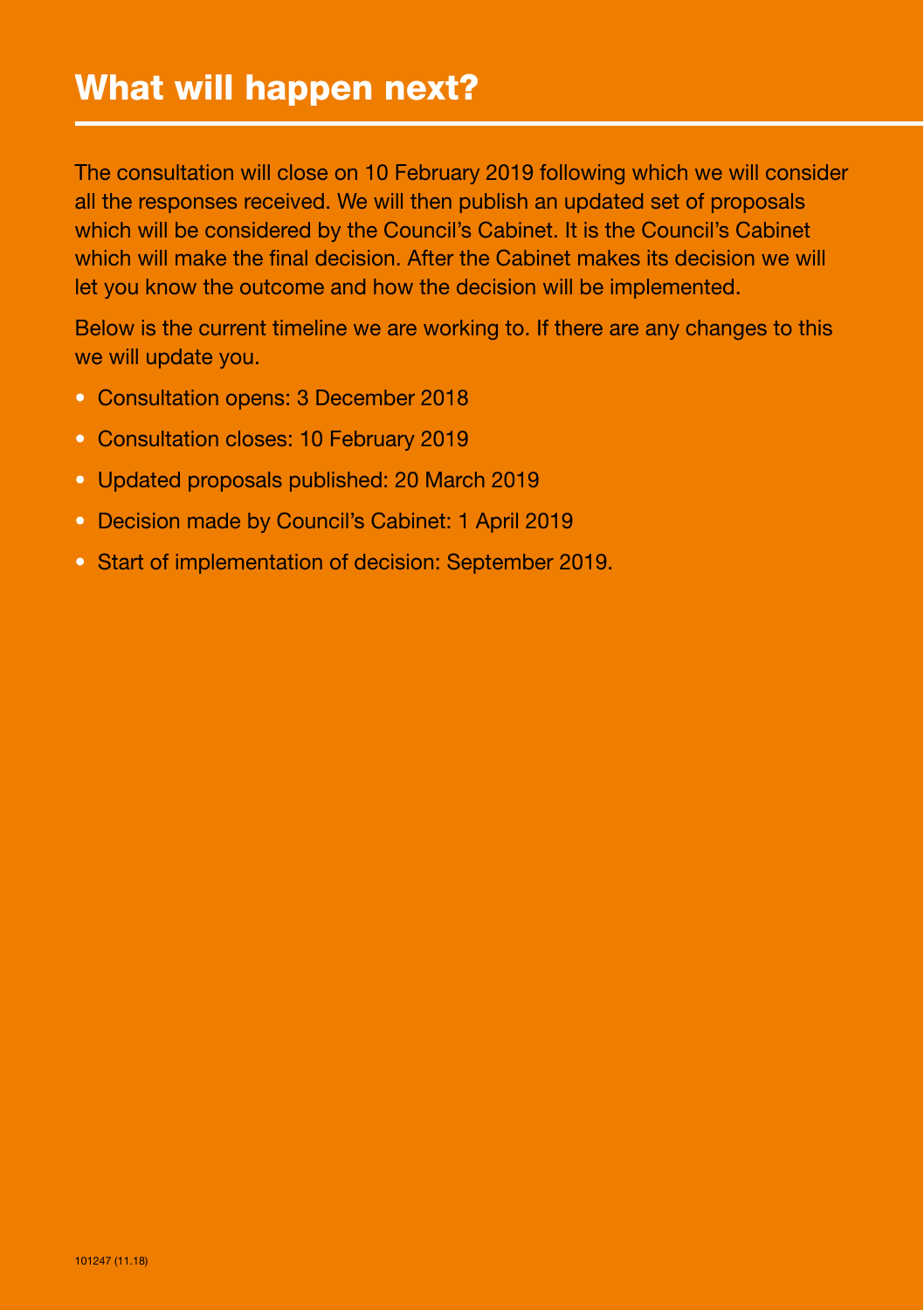## What will happen next?

The consultation will close on 10 February 2019 following which we will consider all the responses received. We will then publish an updated set of proposals which will be considered by the Council's Cabinet. It is the Council's Cabinet which will make the final decision. After the Cabinet makes its decision we will let you know the outcome and how the decision will be implemented.

Below is the current timeline we are working to. If there are any changes to this we will update you.

- Consultation opens: 3 December 2018
- Consultation closes: 10 February 2019
- Updated proposals published: 20 March 2019
- Decision made by Council's Cabinet: 1 April 2019
- Start of implementation of decision: September 2019.

101247 (11.18)